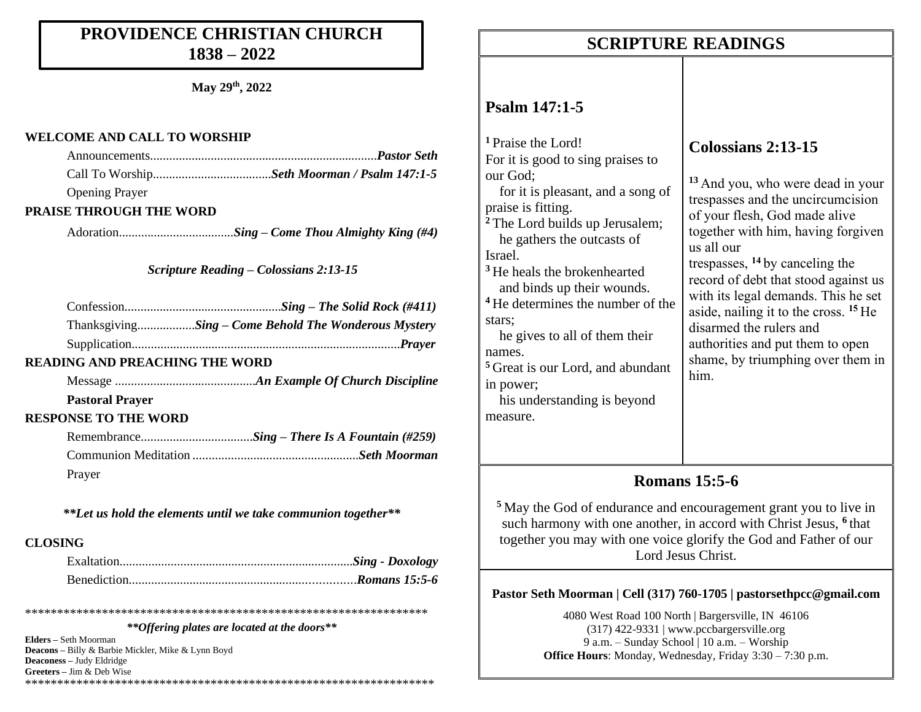# PROVIDENCE CHRISTIAN CHURCH
# 1838 – 2022

**May 29th, 2022**

**WELCOME AND CALL TO WORSHIP**

Announcements........................................................................ ***Pastor Seth***

Call To Worship..................................... ***Seth Moorman / Psalm 147:1-5***

Opening Prayer

**PRAISE THROUGH THE WORD**

Adoration.................................... ***Sing – Come Thou Almighty King (#4)***

***Scripture Reading – Colossians 2:13-15***

Confession................................................. ***Sing – The Solid Rock (#411)***

Thanksgiving.................. ***Sing – Come Behold The Wonderous Mystery***

Supplication.................................................................................... ***Prayer***

**READING AND PREACHING THE WORD**

Message ............................................ ***An Example Of Church Discipline***

**Pastoral Prayer**

**RESPONSE TO THE WORD**

Remembrance................................... ***Sing – There Is A Fountain (#259)***

Communion Meditation .................................................... ***Seth Moorman***

Prayer

***\*\*Let us hold the elements until we take communion together\*\****

**CLOSING**

Exaltation......................................................................... ***Sing - Doxology***

Benediction...................................................................... ***Romans 15:5-6***

\*\*\*\*\*\*\*\*\*\*\*\*\*\*\*\*\*\*\*\*\*\*\*\*\*\*\*\*\*\*\*\*\*\*\*\*\*\*\*\*\*\*\*\*\*\*\*\*\*\*\*\*\*\*\*\*\*\*\*\*\*\*\*\*\*\*

***\*\*Offering plates are located at the doors\*\****

**Elders –** Seth Moorman
**Deacons –** Billy & Barbie Mickler, Mike & Lynn Boyd
**Deaconess –** Judy Eldridge
**Greeters –** Jim & Deb Wise

\*\*\*\*\*\*\*\*\*\*\*\*\*\*\*\*\*\*\*\*\*\*\*\*\*\*\*\*\*\*\*\*\*\*\*\*\*\*\*\*\*\*\*\*\*\*\*\*\*\*\*\*\*\*\*\*\*\*\*\*\*\*\*\*\*\*

## SCRIPTURE READINGS

### Psalm 147:1-5

[1] Praise the Lord!
For it is good to sing praises to our God;
for it is pleasant, and a song of praise is fitting.
[2] The Lord builds up Jerusalem;
he gathers the outcasts of Israel.
[3] He heals the brokenhearted
and binds up their wounds.
[4] He determines the number of the stars;
he gives to all of them their names.
[5] Great is our Lord, and abundant in power;
his understanding is beyond measure.

### Colossians 2:13-15

[13] And you, who were dead in your trespasses and the uncircumcision of your flesh, God made alive together with him, having forgiven us all our trespasses, [14] by canceling the record of debt that stood against us with its legal demands. This he set aside, nailing it to the cross. [15] He disarmed the rulers and authorities and put them to open shame, by triumphing over them in him.

### Romans 15:5-6

[5] May the God of endurance and encouragement grant you to live in such harmony with one another, in accord with Christ Jesus, [6] that together you may with one voice glorify the God and Father of our Lord Jesus Christ.

**Pastor Seth Moorman | Cell (317) 760-1705 | pastorsethpcc@gmail.com**

4080 West Road 100 North | Bargersville, IN 46106
(317) 422-9331 | www.pccbargersville.org
9 a.m. – Sunday School | 10 a.m. – Worship
**Office Hours**: Monday, Wednesday, Friday 3:30 – 7:30 p.m.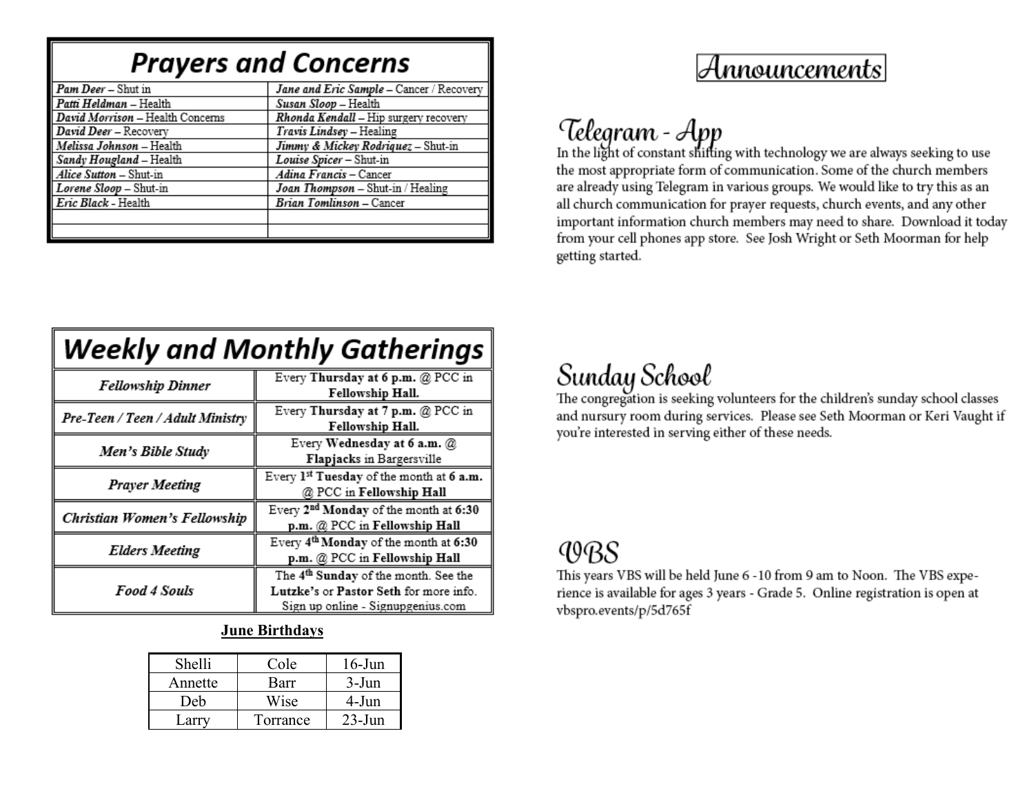## Prayers and Concerns

| | |
|---|---|
| ***Pam Deer*** – Shut in | ***Jane and Eric Sample*** – Cancer / Recovery |
| ***Patti Heldman*** – Health | ***Susan Sloop*** – Health |
| ***David Morrison*** – Health Concerns | ***Rhonda Kendall*** – Hip surgery recovery |
| ***David Deer*** – Recovery | ***Travis Lindsey*** – Healing |
| ***Melissa Johnson*** – Health | ***Jimmy & Mickey Rodriquez*** – Shut-in |
| ***Sandy Hougland*** – Health | ***Louise Spicer*** – Shut-in |
| ***Alice Sutton*** – Shut-in | ***Adina Francis*** – Cancer |
| ***Lorene Sloop*** – Shut-in | ***Joan Thompson*** – Shut-in / Healing |
| ***Eric Black*** - Health | ***Brian Tomlinson*** – Cancer |
| | |
| | |

## Weekly and Monthly Gatherings

| | |
|---|---|
| ***Fellowship Dinner*** | Every **Thursday at 6 p.m.** @ PCC in **Fellowship Hall.** |
| ***Pre-Teen / Teen / Adult Ministry*** | Every **Thursday at 7 p.m.** @ PCC in **Fellowship Hall.** |
| ***Men's Bible Study*** | Every **Wednesday at 6 a.m.** @ **Flapjacks** in Bargersville |
| ***Prayer Meeting*** | Every **1st Tuesday** of the month at **6 a.m.** @ PCC in **Fellowship Hall** |
| ***Christian Women's Fellowship*** | Every **2nd Monday** of the month at **6:30 p.m.** @ PCC in **Fellowship Hall** |
| ***Elders Meeting*** | Every **4th Monday** of the month at **6:30 p.m.** @ PCC in **Fellowship Hall** |
| ***Food 4 Souls*** | The **4th Sunday** of the month. See the **Lutzke's** or **Pastor Seth** for more info. Sign up online - Signupgenius.com |

**June Birthdays**

| | | |
|---|---|---|
| Shelli | Cole | 16-Jun |
| Annette | Barr | 3-Jun |
| Deb | Wise | 4-Jun |
| Larry | Torrance | 23-Jun |

# Announcements

## Telegram - App

In the light of constant shifting with technology we are always seeking to use the most appropriate form of communication. Some of the church members are already using Telegram in various groups. We would like to try this as an all church communication for prayer requests, church events, and any other important information church members may need to share. Download it today from your cell phones app store. See Josh Wright or Seth Moorman for help getting started.

## Sunday School

The congregation is seeking volunteers for the children's sunday school classes and nursury room during services. Please see Seth Moorman or Keri Vaught if you're interested in serving either of these needs.

## VBS

This years VBS will be held June 6 -10 from 9 am to Noon. The VBS experience is available for ages 3 years - Grade 5. Online registration is open at vbspro.events/p/5d765f